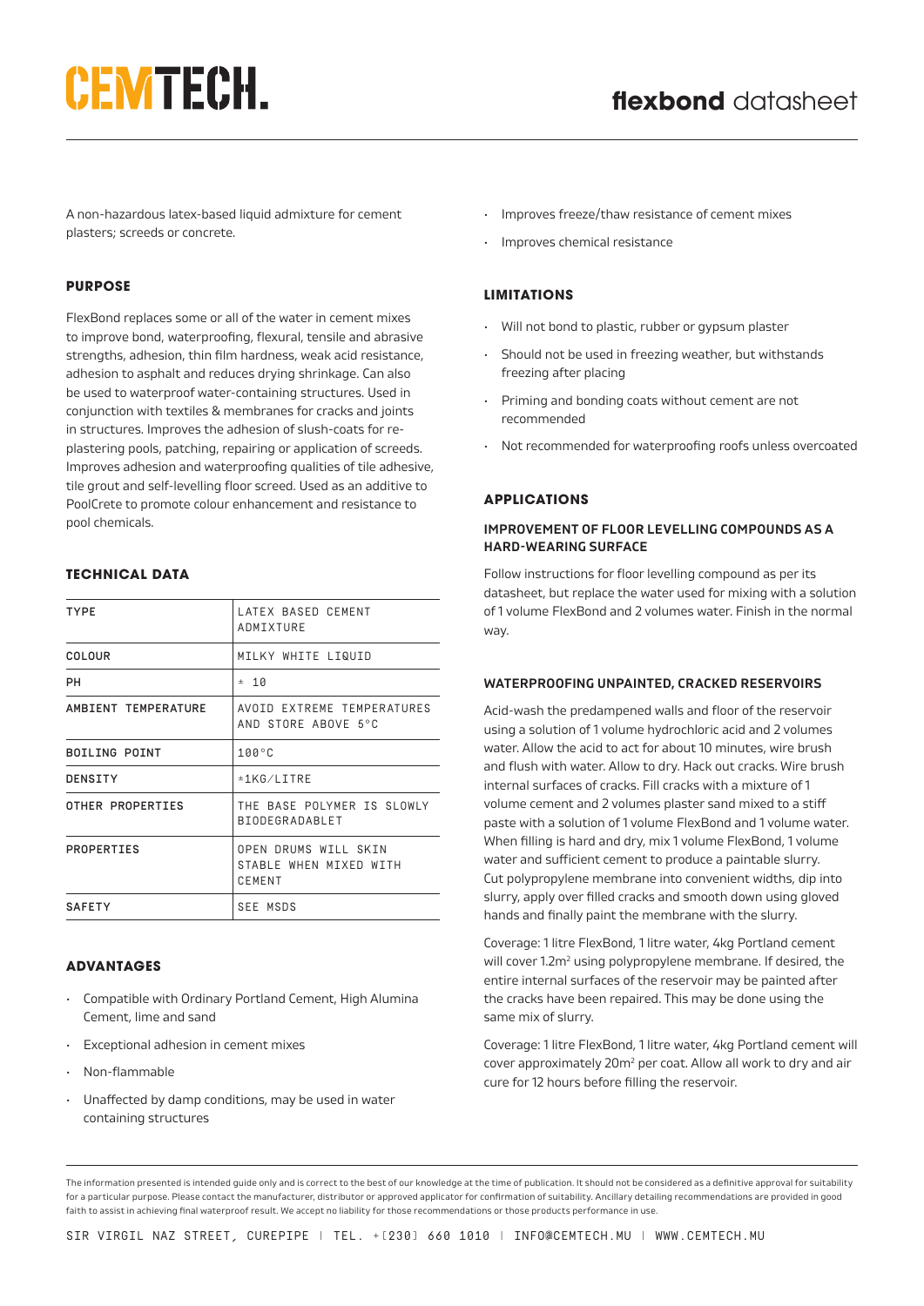# CEMTECH.

## flexbond datasheet

A non-hazardous latex-based liquid admixture for cement plasters; screeds or concrete.

### PURPOSE

FlexBond replaces some or all of the water in cement mixes to improve bond, waterproofing, flexural, tensile and abrasive strengths, adhesion, thin film hardness, weak acid resistance, adhesion to asphalt and reduces drying shrinkage. Can also be used to waterproof water-containing structures. Used in conjunction with textiles & membranes for cracks and joints in structures. Improves the adhesion of slush-coats for re-plastering pools, patching, repairing or application of screeds. Improves adhesion and waterproofing qualities of tile adhesive, tile grout and self-levelling floor screed. Used as an additive to PoolCrete to promote colour enhancement and resistance to pool chemicals.

### TECHNICAL DATA

| | |
|---|---|
| TYPE | LATEX BASED CEMENT ADMIXTURE |
| COLOUR | MILKY WHITE LIQUID |
| PH | ± 10 |
| AMBIENT TEMPERATURE | AVOID EXTREME TEMPERATURES AND STORE ABOVE 5°C |
| BOILING POINT | 100°C |
| DENSITY | ±1KG/LITRE |
| OTHER PROPERTIES | THE BASE POLYMER IS SLOWLY BIODEGRADABLET |
| PROPERTIES | OPEN DRUMS WILL SKIN STABLE WHEN MIXED WITH CEMENT |
| SAFETY | SEE MSDS |

### ADVANTAGES

- Compatible with Ordinary Portland Cement, High Alumina Cement, lime and sand
- Exceptional adhesion in cement mixes
- Non-flammable
- Unaffected by damp conditions, may be used in water containing structures
- Improves freeze/thaw resistance of cement mixes
- Improves chemical resistance

### LIMITATIONS

- Will not bond to plastic, rubber or gypsum plaster
- Should not be used in freezing weather, but withstands freezing after placing
- Priming and bonding coats without cement are not recommended
- Not recommended for waterproofing roofs unless overcoated

### APPLICATIONS

#### IMPROVEMENT OF FLOOR LEVELLING COMPOUNDS AS A HARD-WEARING SURFACE

Follow instructions for floor levelling compound as per its datasheet, but replace the water used for mixing with a solution of 1 volume FlexBond and 2 volumes water. Finish in the normal way.

#### WATERPROOFING UNPAINTED, CRACKED RESERVOIRS

Acid-wash the predampened walls and floor of the reservoir using a solution of 1 volume hydrochloric acid and 2 volumes water. Allow the acid to act for about 10 minutes, wire brush and flush with water. Allow to dry. Hack out cracks. Wire brush internal surfaces of cracks. Fill cracks with a mixture of 1 volume cement and 2 volumes plaster sand mixed to a stiff paste with a solution of 1 volume FlexBond and 1 volume water. When filling is hard and dry, mix 1 volume FlexBond, 1 volume water and sufficient cement to produce a paintable slurry. Cut polypropylene membrane into convenient widths, dip into slurry, apply over filled cracks and smooth down using gloved hands and finally paint the membrane with the slurry.

Coverage: 1 litre FlexBond, 1 litre water, 4kg Portland cement will cover 1.2m² using polypropylene membrane. If desired, the entire internal surfaces of the reservoir may be painted after the cracks have been repaired. This may be done using the same mix of slurry.

Coverage: 1 litre FlexBond, 1 litre water, 4kg Portland cement will cover approximately 20m² per coat. Allow all work to dry and air cure for 12 hours before filling the reservoir.

The information presented is intended guide only and is correct to the best of our knowledge at the time of publication. It should not be considered as a definitive approval for suitability for a particular purpose. Please contact the manufacturer, distributor or approved applicator for confirmation of suitability. Ancillary detailing recommendations are provided in good faith to assist in achieving final waterproof result. We accept no liability for those recommendations or those products performance in use.

SIR VIRGIL NAZ STREET, CUREPIPE | TEL. +[230] 660 1010 | INFO@CEMTECH.MU | WWW.CEMTECH.MU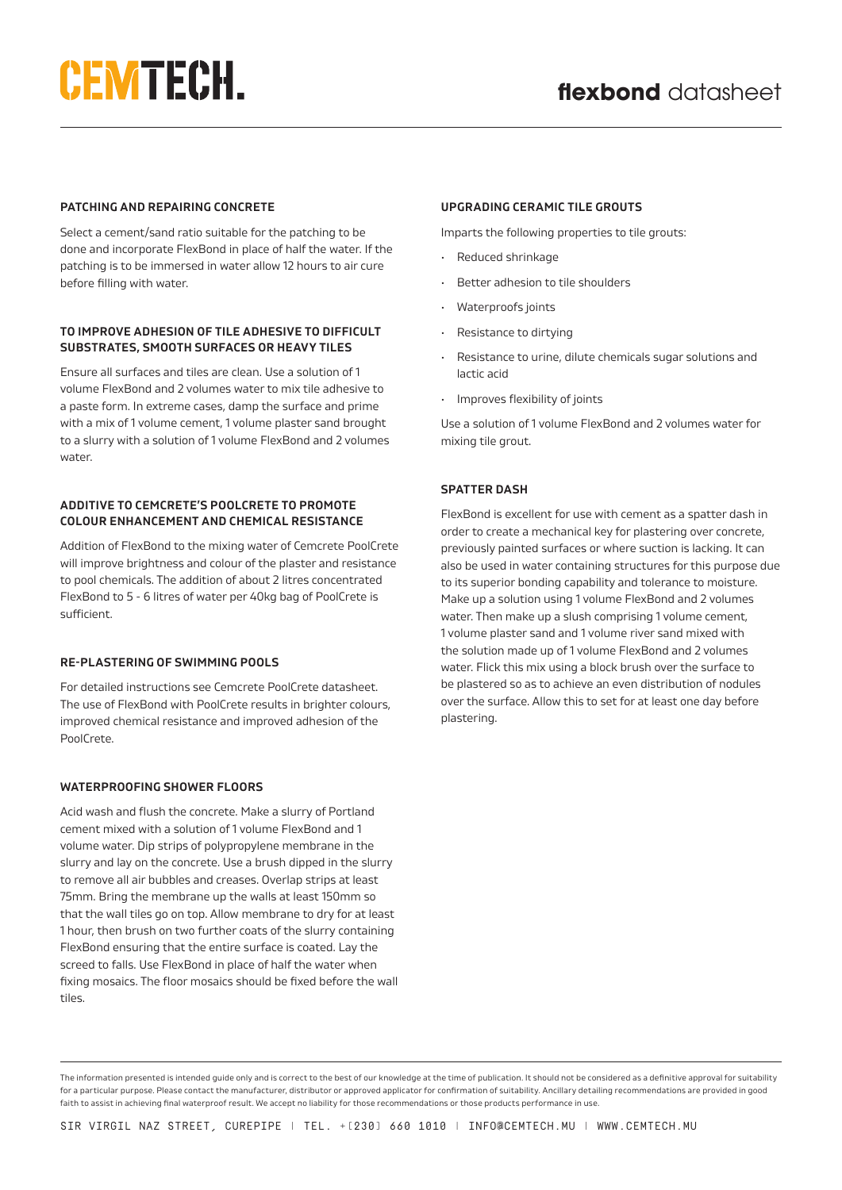## PATCHING AND REPAIRING CONCRETE

Select a cement/sand ratio suitable for the patching to be done and incorporate FlexBond in place of half the water. If the patching is to be immersed in water allow 12 hours to air cure before filling with water.

## TO IMPROVE ADHESION OF TILE ADHESIVE TO DIFFICULT SUBSTRATES, SMOOTH SURFACES OR HEAVY TILES

Ensure all surfaces and tiles are clean. Use a solution of 1 volume FlexBond and 2 volumes water to mix tile adhesive to a paste form. In extreme cases, damp the surface and prime with a mix of 1 volume cement, 1 volume plaster sand brought to a slurry with a solution of 1 volume FlexBond and 2 volumes water.

## ADDITIVE TO CEMCRETE'S POOLCRETE TO PROMOTE COLOUR ENHANCEMENT AND CHEMICAL RESISTANCE

Addition of FlexBond to the mixing water of Cemcrete PoolCrete will improve brightness and colour of the plaster and resistance to pool chemicals. The addition of about 2 litres concentrated FlexBond to 5 - 6 litres of water per 40kg bag of PoolCrete is sufficient.

## RE-PLASTERING OF SWIMMING POOLS

For detailed instructions see Cemcrete PoolCrete datasheet. The use of FlexBond with PoolCrete results in brighter colours, improved chemical resistance and improved adhesion of the PoolCrete.

## WATERPROOFING SHOWER FLOORS

Acid wash and flush the concrete. Make a slurry of Portland cement mixed with a solution of 1 volume FlexBond and 1 volume water. Dip strips of polypropylene membrane in the slurry and lay on the concrete. Use a brush dipped in the slurry to remove all air bubbles and creases. Overlap strips at least 75mm. Bring the membrane up the walls at least 150mm so that the wall tiles go on top. Allow membrane to dry for at least 1 hour, then brush on two further coats of the slurry containing FlexBond ensuring that the entire surface is coated. Lay the screed to falls. Use FlexBond in place of half the water when fixing mosaics. The floor mosaics should be fixed before the wall tiles.

## UPGRADING CERAMIC TILE GROUTS

Imparts the following properties to tile grouts:

- Reduced shrinkage
- Better adhesion to tile shoulders
- Waterproofs joints
- Resistance to dirtying
- Resistance to urine, dilute chemicals sugar solutions and lactic acid
- Improves flexibility of joints

Use a solution of 1 volume FlexBond and 2 volumes water for mixing tile grout.

## SPATTER DASH

FlexBond is excellent for use with cement as a spatter dash in order to create a mechanical key for plastering over concrete, previously painted surfaces or where suction is lacking. It can also be used in water containing structures for this purpose due to its superior bonding capability and tolerance to moisture. Make up a solution using 1 volume FlexBond and 2 volumes water. Then make up a slush comprising 1 volume cement, 1 volume plaster sand and 1 volume river sand mixed with the solution made up of 1 volume FlexBond and 2 volumes water. Flick this mix using a block brush over the surface to be plastered so as to achieve an even distribution of nodules over the surface. Allow this to set for at least one day before plastering.

The information presented is intended guide only and is correct to the best of our knowledge at the time of publication. It should not be considered as a definitive approval for suitability for a particular purpose. Please contact the manufacturer, distributor or approved applicator for confirmation of suitability. Ancillary detailing recommendations are provided in good faith to assist in achieving final waterproof result. We accept no liability for those recommendations or those products performance in use.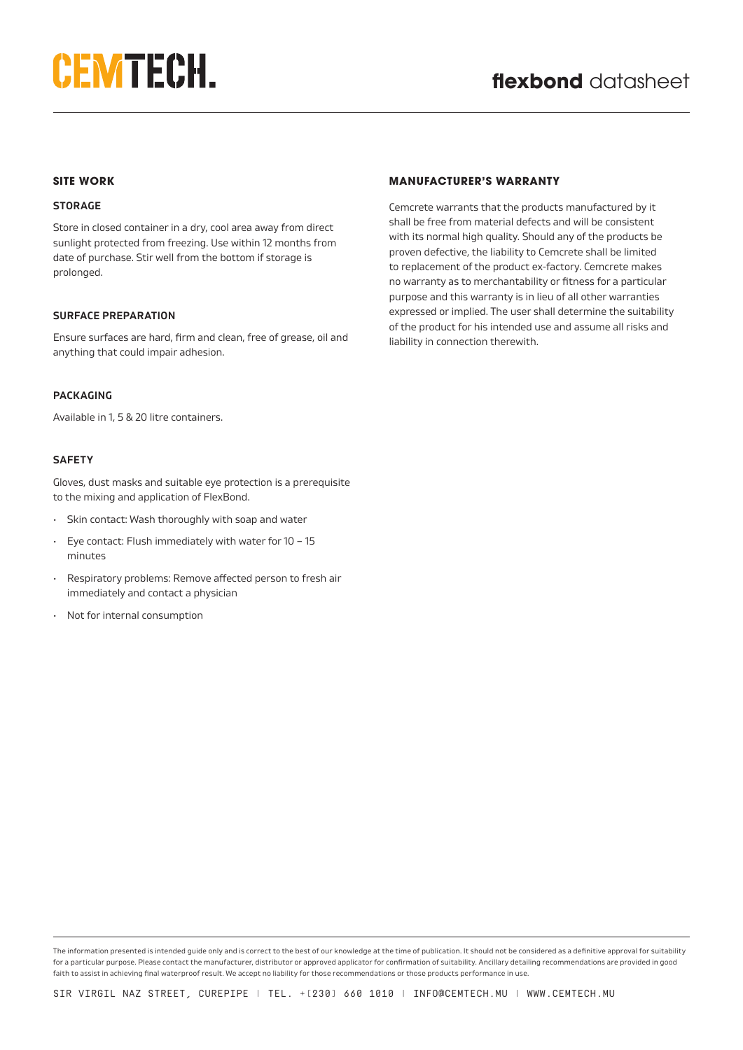## SITE WORK

### STORAGE

Store in closed container in a dry, cool area away from direct sunlight protected from freezing. Use within 12 months from date of purchase. Stir well from the bottom if storage is prolonged.

### SURFACE PREPARATION

Ensure surfaces are hard, firm and clean, free of grease, oil and anything that could impair adhesion.

### PACKAGING

Available in 1, 5 & 20 litre containers.

### SAFETY

Gloves, dust masks and suitable eye protection is a prerequisite to the mixing and application of FlexBond.

- Skin contact: Wash thoroughly with soap and water
- Eye contact: Flush immediately with water for 10 – 15 minutes
- Respiratory problems: Remove affected person to fresh air immediately and contact a physician
- Not for internal consumption

## MANUFACTURER'S WARRANTY

Cemcrete warrants that the products manufactured by it shall be free from material defects and will be consistent with its normal high quality. Should any of the products be proven defective, the liability to Cemcrete shall be limited to replacement of the product ex-factory. Cemcrete makes no warranty as to merchantability or fitness for a particular purpose and this warranty is in lieu of all other warranties expressed or implied. The user shall determine the suitability of the product for his intended use and assume all risks and liability in connection therewith.

The information presented is intended guide only and is correct to the best of our knowledge at the time of publication. It should not be considered as a definitive approval for suitability for a particular purpose. Please contact the manufacturer, distributor or approved applicator for confirmation of suitability. Ancillary detailing recommendations are provided in good faith to assist in achieving final waterproof result. We accept no liability for those recommendations or those products performance in use.